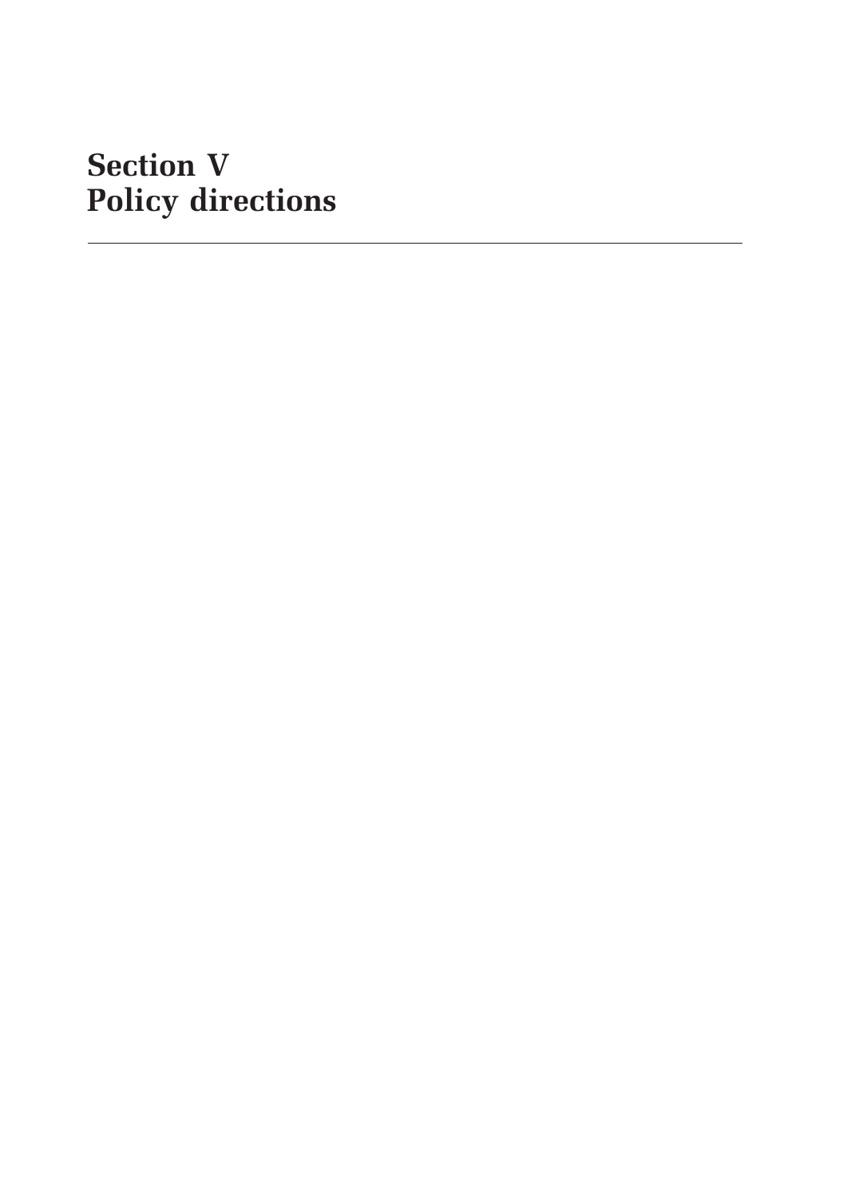# Section V
# Policy directions

---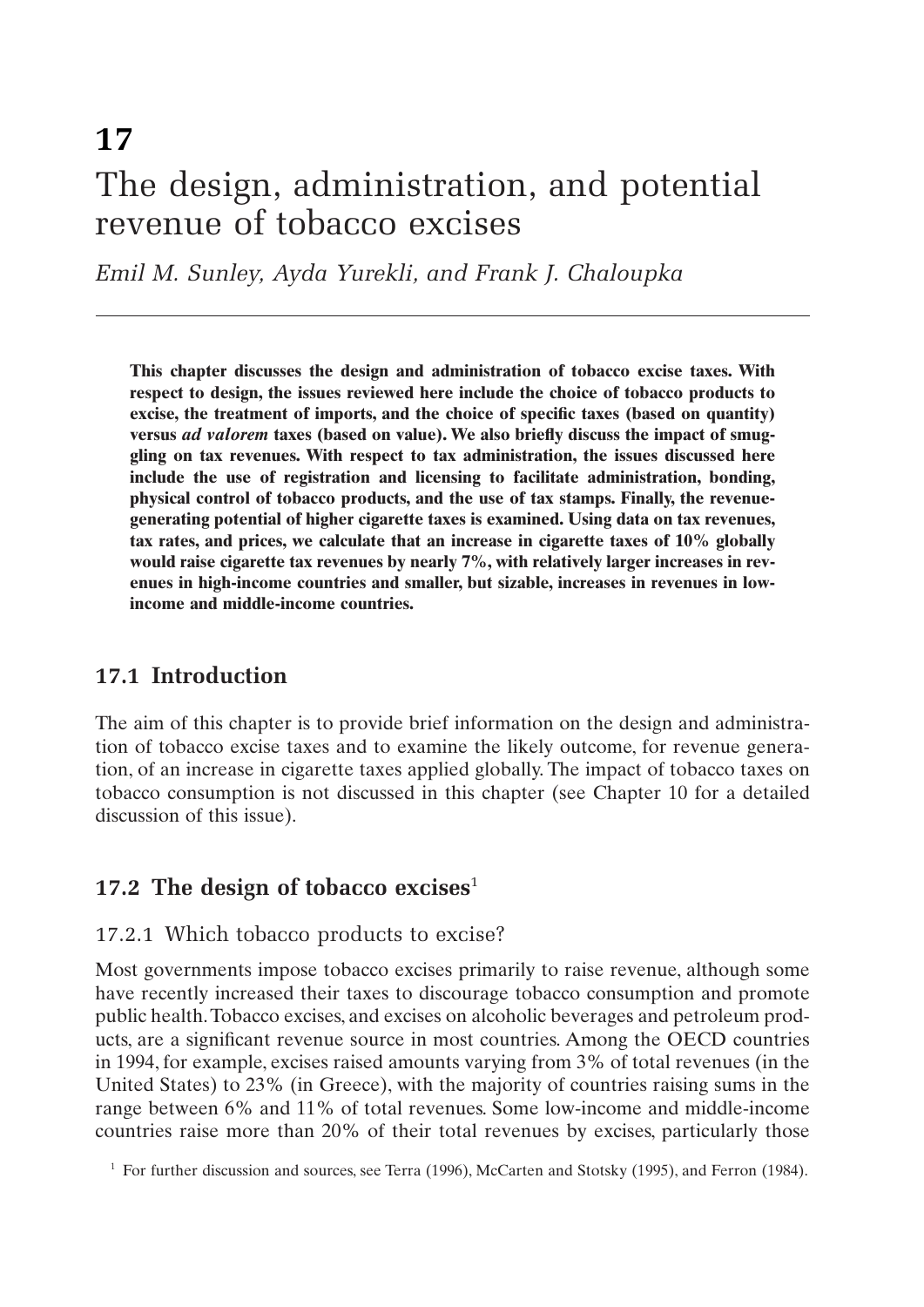# 17

# The design, administration, and potential revenue of tobacco excises

*Emil M. Sunley, Ayda Yurekli, and Frank J. Chaloupka*

**This chapter discusses the design and administration of tobacco excise taxes. With respect to design, the issues reviewed here include the choice of tobacco products to excise, the treatment of imports, and the choice of specific taxes (based on quantity) versus *ad valorem* taxes (based on value). We also briefly discuss the impact of smuggling on tax revenues. With respect to tax administration, the issues discussed here include the use of registration and licensing to facilitate administration, bonding, physical control of tobacco products, and the use of tax stamps. Finally, the revenue-generating potential of higher cigarette taxes is examined. Using data on tax revenues, tax rates, and prices, we calculate that an increase in cigarette taxes of 10% globally would raise cigarette tax revenues by nearly 7%, with relatively larger increases in revenues in high-income countries and smaller, but sizable, increases in revenues in low-income and middle-income countries.**

## 17.1 Introduction

The aim of this chapter is to provide brief information on the design and administration of tobacco excise taxes and to examine the likely outcome, for revenue generation, of an increase in cigarette taxes applied globally. The impact of tobacco taxes on tobacco consumption is not discussed in this chapter (see Chapter 10 for a detailed discussion of this issue).

## 17.2 The design of tobacco excises[1]

### 17.2.1 Which tobacco products to excise?

Most governments impose tobacco excises primarily to raise revenue, although some have recently increased their taxes to discourage tobacco consumption and promote public health. Tobacco excises, and excises on alcoholic beverages and petroleum products, are a significant revenue source in most countries. Among the OECD countries in 1994, for example, excises raised amounts varying from 3% of total revenues (in the United States) to 23% (in Greece), with the majority of countries raising sums in the range between 6% and 11% of total revenues. Some low-income and middle-income countries raise more than 20% of their total revenues by excises, particularly those

[1] For further discussion and sources, see Terra (1996), McCarten and Stotsky (1995), and Ferron (1984).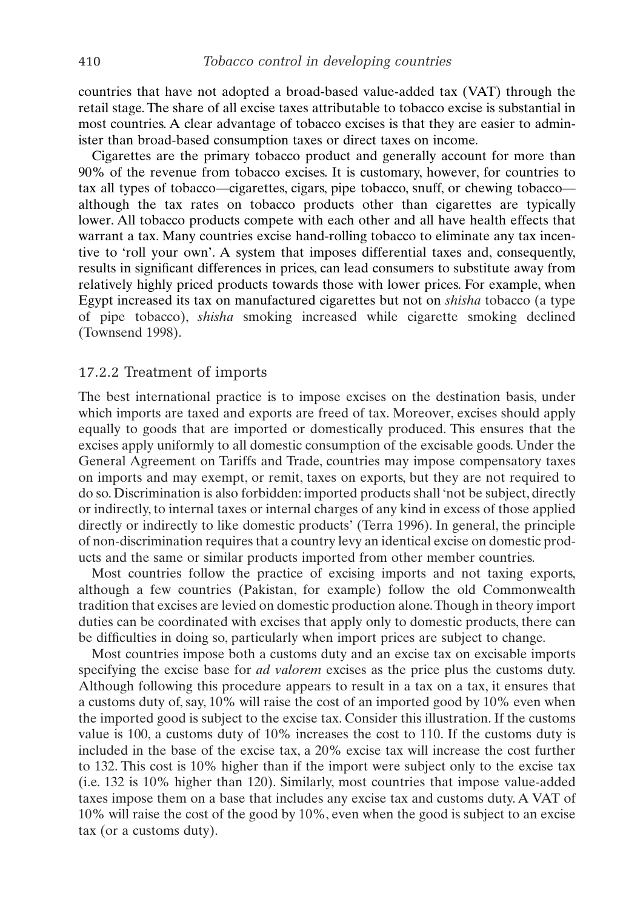countries that have not adopted a broad-based value-added tax (VAT) through the retail stage. The share of all excise taxes attributable to tobacco excise is substantial in most countries. A clear advantage of tobacco excises is that they are easier to administer than broad-based consumption taxes or direct taxes on income.

Cigarettes are the primary tobacco product and generally account for more than 90% of the revenue from tobacco excises. It is customary, however, for countries to tax all types of tobacco—cigarettes, cigars, pipe tobacco, snuff, or chewing tobacco—although the tax rates on tobacco products other than cigarettes are typically lower. All tobacco products compete with each other and all have health effects that warrant a tax. Many countries excise hand-rolling tobacco to eliminate any tax incentive to 'roll your own'. A system that imposes differential taxes and, consequently, results in significant differences in prices, can lead consumers to substitute away from relatively highly priced products towards those with lower prices. For example, when Egypt increased its tax on manufactured cigarettes but not on *shisha* tobacco (a type of pipe tobacco), *shisha* smoking increased while cigarette smoking declined (Townsend 1998).

### 17.2.2 Treatment of imports

The best international practice is to impose excises on the destination basis, under which imports are taxed and exports are freed of tax. Moreover, excises should apply equally to goods that are imported or domestically produced. This ensures that the excises apply uniformly to all domestic consumption of the excisable goods. Under the General Agreement on Tariffs and Trade, countries may impose compensatory taxes on imports and may exempt, or remit, taxes on exports, but they are not required to do so. Discrimination is also forbidden: imported products shall 'not be subject, directly or indirectly, to internal taxes or internal charges of any kind in excess of those applied directly or indirectly to like domestic products' (Terra 1996). In general, the principle of non-discrimination requires that a country levy an identical excise on domestic products and the same or similar products imported from other member countries.

Most countries follow the practice of excising imports and not taxing exports, although a few countries (Pakistan, for example) follow the old Commonwealth tradition that excises are levied on domestic production alone. Though in theory import duties can be coordinated with excises that apply only to domestic products, there can be difficulties in doing so, particularly when import prices are subject to change.

Most countries impose both a customs duty and an excise tax on excisable imports specifying the excise base for *ad valorem* excises as the price plus the customs duty. Although following this procedure appears to result in a tax on a tax, it ensures that a customs duty of, say, 10% will raise the cost of an imported good by 10% even when the imported good is subject to the excise tax. Consider this illustration. If the customs value is 100, a customs duty of 10% increases the cost to 110. If the customs duty is included in the base of the excise tax, a 20% excise tax will increase the cost further to 132. This cost is 10% higher than if the import were subject only to the excise tax (i.e. 132 is 10% higher than 120). Similarly, most countries that impose value-added taxes impose them on a base that includes any excise tax and customs duty. A VAT of 10% will raise the cost of the good by 10%, even when the good is subject to an excise tax (or a customs duty).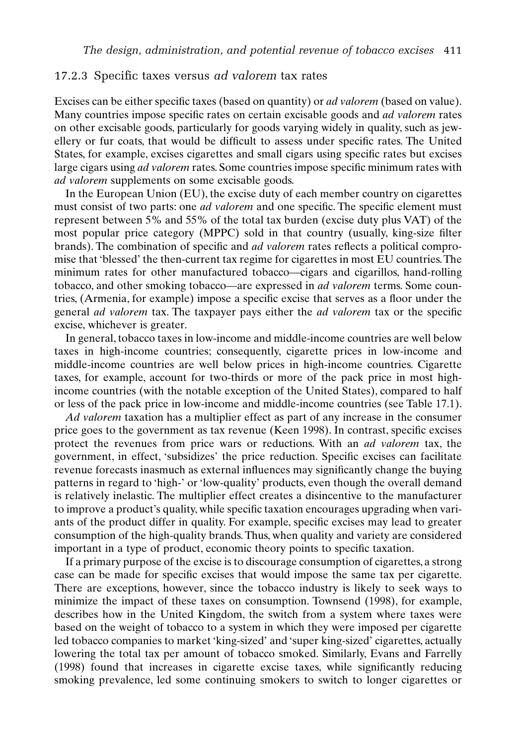### 17.2.3 Specific taxes versus *ad valorem* tax rates

Excises can be either specific taxes (based on quantity) or *ad valorem* (based on value). Many countries impose specific rates on certain excisable goods and *ad valorem* rates on other excisable goods, particularly for goods varying widely in quality, such as jewellery or fur coats, that would be difficult to assess under specific rates. The United States, for example, excises cigarettes and small cigars using specific rates but excises large cigars using *ad valorem* rates. Some countries impose specific minimum rates with *ad valorem* supplements on some excisable goods.

In the European Union (EU), the excise duty of each member country on cigarettes must consist of two parts: one *ad valorem* and one specific. The specific element must represent between 5% and 55% of the total tax burden (excise duty plus VAT) of the most popular price category (MPPC) sold in that country (usually, king-size filter brands). The combination of specific and *ad valorem* rates reflects a political compromise that 'blessed' the then-current tax regime for cigarettes in most EU countries. The minimum rates for other manufactured tobacco—cigars and cigarillos, hand-rolling tobacco, and other smoking tobacco—are expressed in *ad valorem* terms. Some countries, (Armenia, for example) impose a specific excise that serves as a floor under the general *ad valorem* tax. The taxpayer pays either the *ad valorem* tax or the specific excise, whichever is greater.

In general, tobacco taxes in low-income and middle-income countries are well below taxes in high-income countries; consequently, cigarette prices in low-income and middle-income countries are well below prices in high-income countries. Cigarette taxes, for example, account for two-thirds or more of the pack price in most high-income countries (with the notable exception of the United States), compared to half or less of the pack price in low-income and middle-income countries (see Table 17.1).

*Ad valorem* taxation has a multiplier effect as part of any increase in the consumer price goes to the government as tax revenue (Keen 1998). In contrast, specific excises protect the revenues from price wars or reductions. With an *ad valorem* tax, the government, in effect, 'subsidizes' the price reduction. Specific excises can facilitate revenue forecasts inasmuch as external influences may significantly change the buying patterns in regard to 'high-' or 'low-quality' products, even though the overall demand is relatively inelastic. The multiplier effect creates a disincentive to the manufacturer to improve a product's quality, while specific taxation encourages upgrading when variants of the product differ in quality. For example, specific excises may lead to greater consumption of the high-quality brands. Thus, when quality and variety are considered important in a type of product, economic theory points to specific taxation.

If a primary purpose of the excise is to discourage consumption of cigarettes, a strong case can be made for specific excises that would impose the same tax per cigarette. There are exceptions, however, since the tobacco industry is likely to seek ways to minimize the impact of these taxes on consumption. Townsend (1998), for example, describes how in the United Kingdom, the switch from a system where taxes were based on the weight of tobacco to a system in which they were imposed per cigarette led tobacco companies to market 'king-sized' and 'super king-sized' cigarettes, actually lowering the total tax per amount of tobacco smoked. Similarly, Evans and Farrelly (1998) found that increases in cigarette excise taxes, while significantly reducing smoking prevalence, led some continuing smokers to switch to longer cigarettes or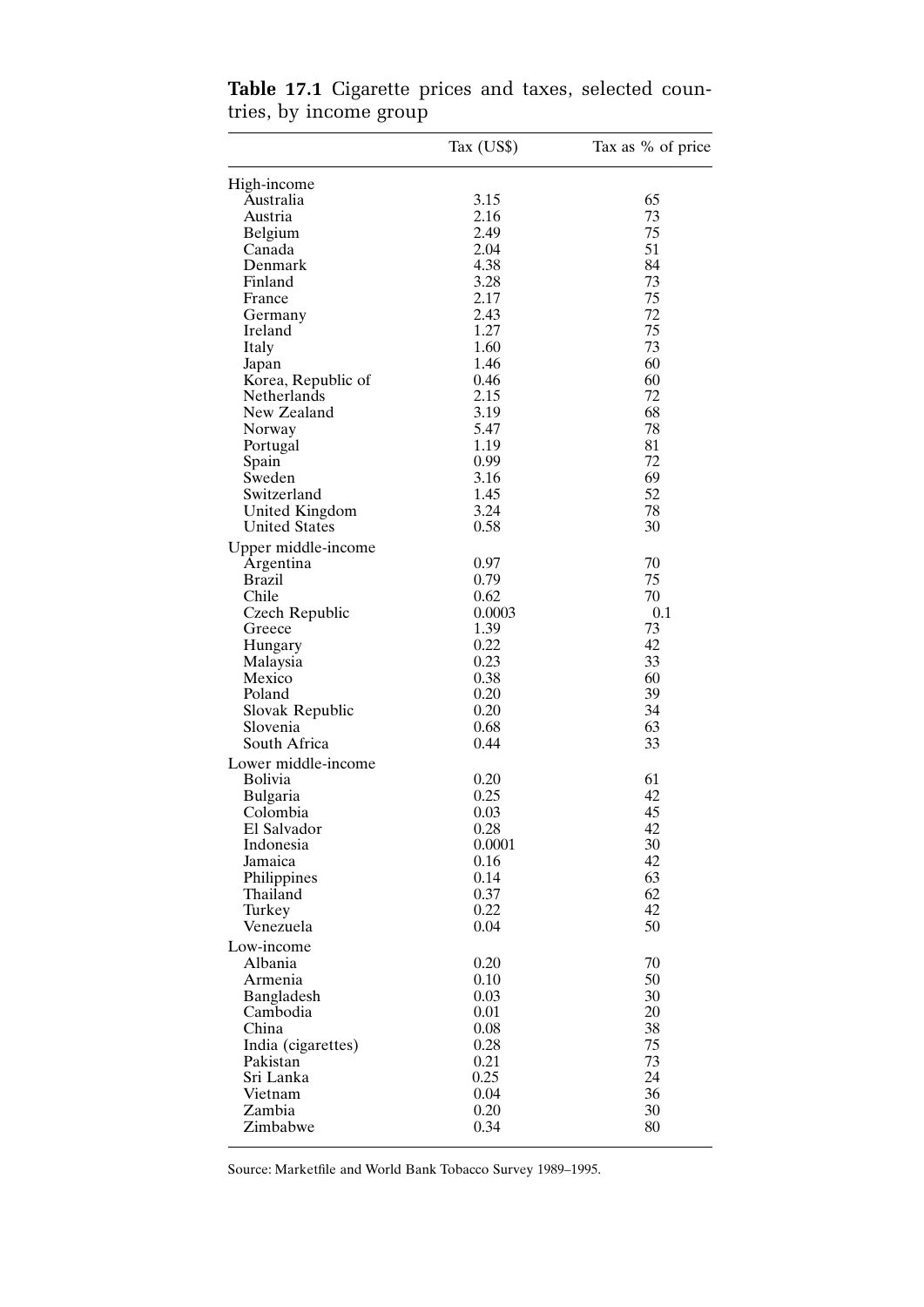**Table 17.1** Cigarette prices and taxes, selected countries, by income group

| | Tax (US$) | Tax as % of price |
|---|---|---|
| High-income | | |
| Australia | 3.15 | 65 |
| Austria | 2.16 | 73 |
| Belgium | 2.49 | 75 |
| Canada | 2.04 | 51 |
| Denmark | 4.38 | 84 |
| Finland | 3.28 | 73 |
| France | 2.17 | 75 |
| Germany | 2.43 | 72 |
| Ireland | 1.27 | 75 |
| Italy | 1.60 | 73 |
| Japan | 1.46 | 60 |
| Korea, Republic of | 0.46 | 60 |
| Netherlands | 2.15 | 72 |
| New Zealand | 3.19 | 68 |
| Norway | 5.47 | 78 |
| Portugal | 1.19 | 81 |
| Spain | 0.99 | 72 |
| Sweden | 3.16 | 69 |
| Switzerland | 1.45 | 52 |
| United Kingdom | 3.24 | 78 |
| United States | 0.58 | 30 |
| Upper middle-income | | |
| Argentina | 0.97 | 70 |
| Brazil | 0.79 | 75 |
| Chile | 0.62 | 70 |
| Czech Republic | 0.0003 | 0.1 |
| Greece | 1.39 | 73 |
| Hungary | 0.22 | 42 |
| Malaysia | 0.23 | 33 |
| Mexico | 0.38 | 60 |
| Poland | 0.20 | 39 |
| Slovak Republic | 0.20 | 34 |
| Slovenia | 0.68 | 63 |
| South Africa | 0.44 | 33 |
| Lower middle-income | | |
| Bolivia | 0.20 | 61 |
| Bulgaria | 0.25 | 42 |
| Colombia | 0.03 | 45 |
| El Salvador | 0.28 | 42 |
| Indonesia | 0.0001 | 30 |
| Jamaica | 0.16 | 42 |
| Philippines | 0.14 | 63 |
| Thailand | 0.37 | 62 |
| Turkey | 0.22 | 42 |
| Venezuela | 0.04 | 50 |
| Low-income | | |
| Albania | 0.20 | 70 |
| Armenia | 0.10 | 50 |
| Bangladesh | 0.03 | 30 |
| Cambodia | 0.01 | 20 |
| China | 0.08 | 38 |
| India (cigarettes) | 0.28 | 75 |
| Pakistan | 0.21 | 73 |
| Sri Lanka | 0.25 | 24 |
| Vietnam | 0.04 | 36 |
| Zambia | 0.20 | 30 |
| Zimbabwe | 0.34 | 80 |

Source: Marketfile and World Bank Tobacco Survey 1989–1995.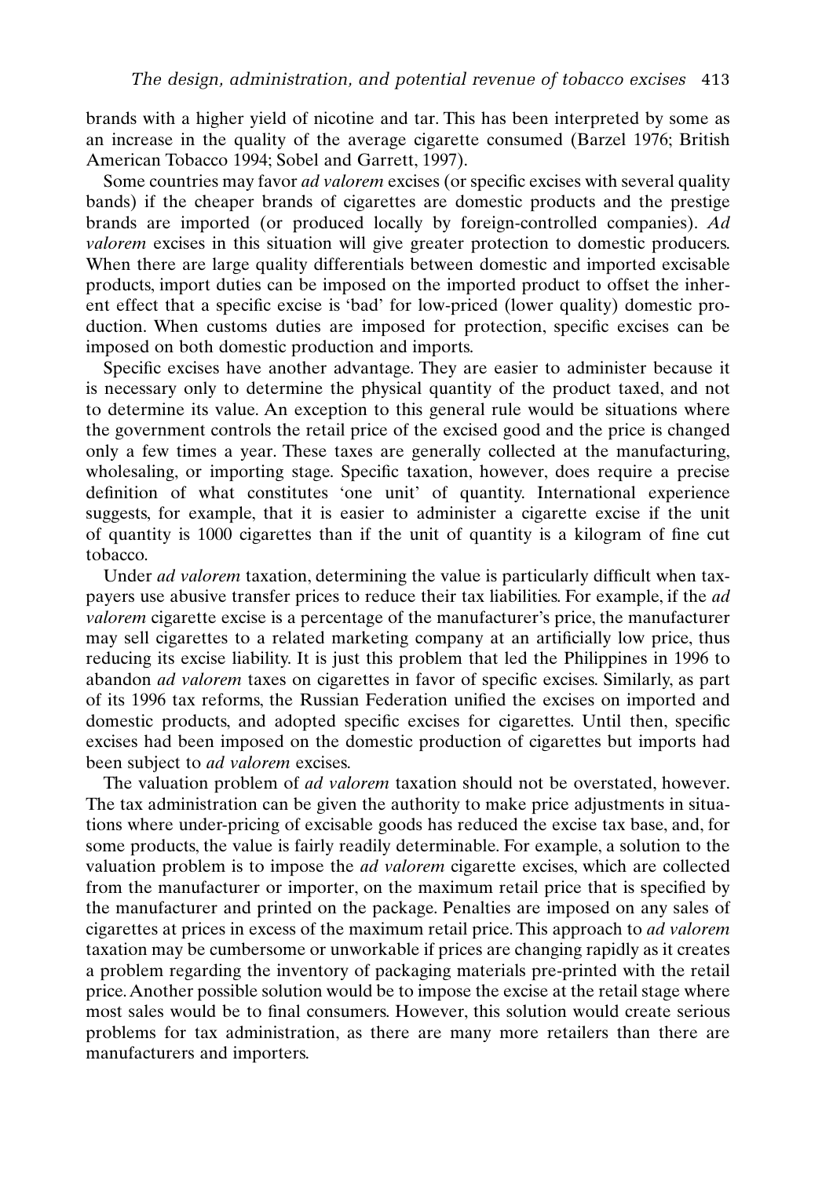brands with a higher yield of nicotine and tar. This has been interpreted by some as an increase in the quality of the average cigarette consumed (Barzel 1976; British American Tobacco 1994; Sobel and Garrett, 1997).

Some countries may favor *ad valorem* excises (or specific excises with several quality bands) if the cheaper brands of cigarettes are domestic products and the prestige brands are imported (or produced locally by foreign-controlled companies). *Ad valorem* excises in this situation will give greater protection to domestic producers. When there are large quality differentials between domestic and imported excisable products, import duties can be imposed on the imported product to offset the inherent effect that a specific excise is 'bad' for low-priced (lower quality) domestic production. When customs duties are imposed for protection, specific excises can be imposed on both domestic production and imports.

Specific excises have another advantage. They are easier to administer because it is necessary only to determine the physical quantity of the product taxed, and not to determine its value. An exception to this general rule would be situations where the government controls the retail price of the excised good and the price is changed only a few times a year. These taxes are generally collected at the manufacturing, wholesaling, or importing stage. Specific taxation, however, does require a precise definition of what constitutes 'one unit' of quantity. International experience suggests, for example, that it is easier to administer a cigarette excise if the unit of quantity is 1000 cigarettes than if the unit of quantity is a kilogram of fine cut tobacco.

Under *ad valorem* taxation, determining the value is particularly difficult when taxpayers use abusive transfer prices to reduce their tax liabilities. For example, if the *ad valorem* cigarette excise is a percentage of the manufacturer's price, the manufacturer may sell cigarettes to a related marketing company at an artificially low price, thus reducing its excise liability. It is just this problem that led the Philippines in 1996 to abandon *ad valorem* taxes on cigarettes in favor of specific excises. Similarly, as part of its 1996 tax reforms, the Russian Federation unified the excises on imported and domestic products, and adopted specific excises for cigarettes. Until then, specific excises had been imposed on the domestic production of cigarettes but imports had been subject to *ad valorem* excises.

The valuation problem of *ad valorem* taxation should not be overstated, however. The tax administration can be given the authority to make price adjustments in situations where under-pricing of excisable goods has reduced the excise tax base, and, for some products, the value is fairly readily determinable. For example, a solution to the valuation problem is to impose the *ad valorem* cigarette excises, which are collected from the manufacturer or importer, on the maximum retail price that is specified by the manufacturer and printed on the package. Penalties are imposed on any sales of cigarettes at prices in excess of the maximum retail price. This approach to *ad valorem* taxation may be cumbersome or unworkable if prices are changing rapidly as it creates a problem regarding the inventory of packaging materials pre-printed with the retail price. Another possible solution would be to impose the excise at the retail stage where most sales would be to final consumers. However, this solution would create serious problems for tax administration, as there are many more retailers than there are manufacturers and importers.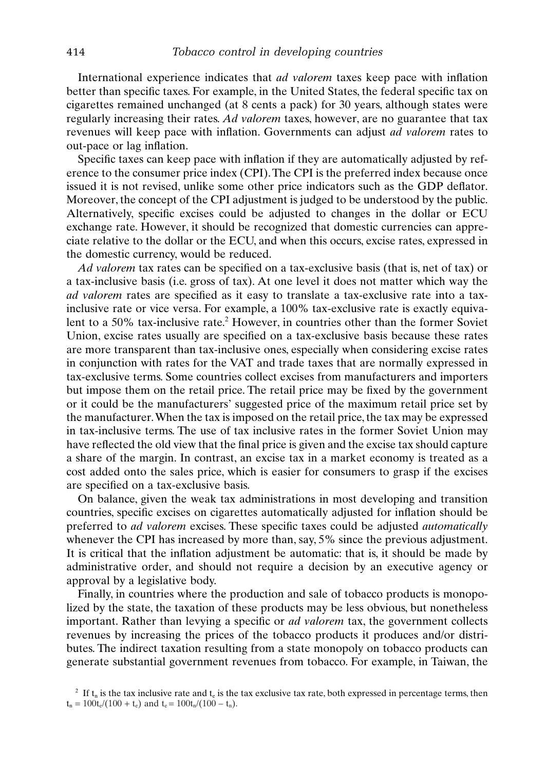International experience indicates that *ad valorem* taxes keep pace with inflation better than specific taxes. For example, in the United States, the federal specific tax on cigarettes remained unchanged (at 8 cents a pack) for 30 years, although states were regularly increasing their rates. *Ad valorem* taxes, however, are no guarantee that tax revenues will keep pace with inflation. Governments can adjust *ad valorem* rates to out-pace or lag inflation.

Specific taxes can keep pace with inflation if they are automatically adjusted by reference to the consumer price index (CPI). The CPI is the preferred index because once issued it is not revised, unlike some other price indicators such as the GDP deflator. Moreover, the concept of the CPI adjustment is judged to be understood by the public. Alternatively, specific excises could be adjusted to changes in the dollar or ECU exchange rate. However, it should be recognized that domestic currencies can appreciate relative to the dollar or the ECU, and when this occurs, excise rates, expressed in the domestic currency, would be reduced.

*Ad valorem* tax rates can be specified on a tax-exclusive basis (that is, net of tax) or a tax-inclusive basis (i.e. gross of tax). At one level it does not matter which way the *ad valorem* rates are specified as it easy to translate a tax-exclusive rate into a tax-inclusive rate or vice versa. For example, a 100% tax-exclusive rate is exactly equivalent to a 50% tax-inclusive rate.[2] However, in countries other than the former Soviet Union, excise rates usually are specified on a tax-exclusive basis because these rates are more transparent than tax-inclusive ones, especially when considering excise rates in conjunction with rates for the VAT and trade taxes that are normally expressed in tax-exclusive terms. Some countries collect excises from manufacturers and importers but impose them on the retail price. The retail price may be fixed by the government or it could be the manufacturers' suggested price of the maximum retail price set by the manufacturer. When the tax is imposed on the retail price, the tax may be expressed in tax-inclusive terms. The use of tax inclusive rates in the former Soviet Union may have reflected the old view that the final price is given and the excise tax should capture a share of the margin. In contrast, an excise tax in a market economy is treated as a cost added onto the sales price, which is easier for consumers to grasp if the excises are specified on a tax-exclusive basis.

On balance, given the weak tax administrations in most developing and transition countries, specific excises on cigarettes automatically adjusted for inflation should be preferred to *ad valorem* excises. These specific taxes could be adjusted *automatically* whenever the CPI has increased by more than, say, 5% since the previous adjustment. It is critical that the inflation adjustment be automatic: that is, it should be made by administrative order, and should not require a decision by an executive agency or approval by a legislative body.

Finally, in countries where the production and sale of tobacco products is monopolized by the state, the taxation of these products may be less obvious, but nonetheless important. Rather than levying a specific or *ad valorem* tax, the government collects revenues by increasing the prices of the tobacco products it produces and/or distributes. The indirect taxation resulting from a state monopoly on tobacco products can generate substantial government revenues from tobacco. For example, in Taiwan, the

[2] If $t_n$ is the tax inclusive rate and $t_e$ is the tax exclusive tax rate, both expressed in percentage terms, then $t_n = 100t_e/(100 + t_e)$ and $t_e = 100t_n/(100 - t_n)$.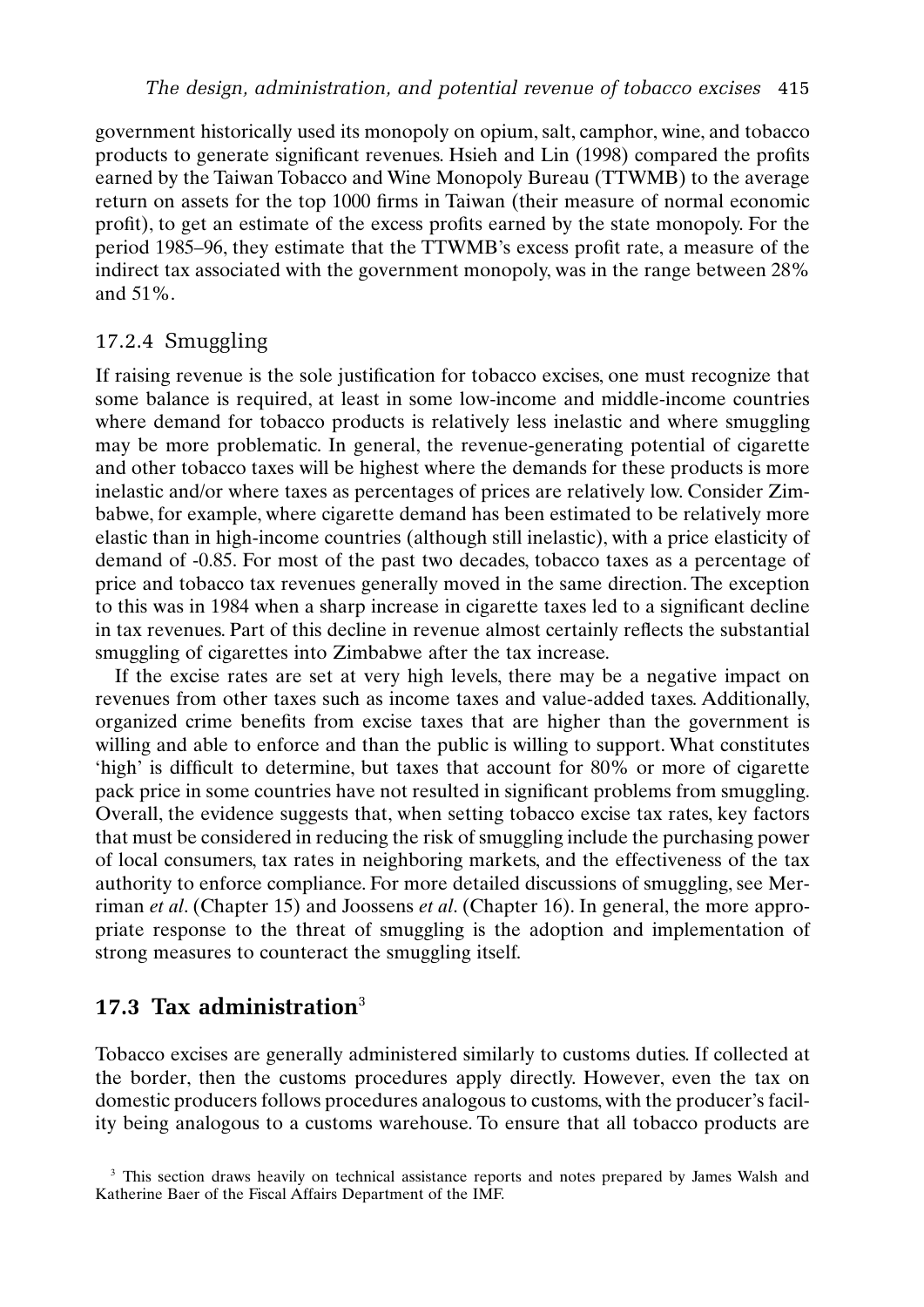government historically used its monopoly on opium, salt, camphor, wine, and tobacco products to generate significant revenues. Hsieh and Lin (1998) compared the profits earned by the Taiwan Tobacco and Wine Monopoly Bureau (TTWMB) to the average return on assets for the top 1000 firms in Taiwan (their measure of normal economic profit), to get an estimate of the excess profits earned by the state monopoly. For the period 1985–96, they estimate that the TTWMB's excess profit rate, a measure of the indirect tax associated with the government monopoly, was in the range between 28% and 51%.

### 17.2.4 Smuggling

If raising revenue is the sole justification for tobacco excises, one must recognize that some balance is required, at least in some low-income and middle-income countries where demand for tobacco products is relatively less inelastic and where smuggling may be more problematic. In general, the revenue-generating potential of cigarette and other tobacco taxes will be highest where the demands for these products is more inelastic and/or where taxes as percentages of prices are relatively low. Consider Zimbabwe, for example, where cigarette demand has been estimated to be relatively more elastic than in high-income countries (although still inelastic), with a price elasticity of demand of -0.85. For most of the past two decades, tobacco taxes as a percentage of price and tobacco tax revenues generally moved in the same direction. The exception to this was in 1984 when a sharp increase in cigarette taxes led to a significant decline in tax revenues. Part of this decline in revenue almost certainly reflects the substantial smuggling of cigarettes into Zimbabwe after the tax increase.

If the excise rates are set at very high levels, there may be a negative impact on revenues from other taxes such as income taxes and value-added taxes. Additionally, organized crime benefits from excise taxes that are higher than the government is willing and able to enforce and than the public is willing to support. What constitutes 'high' is difficult to determine, but taxes that account for 80% or more of cigarette pack price in some countries have not resulted in significant problems from smuggling. Overall, the evidence suggests that, when setting tobacco excise tax rates, key factors that must be considered in reducing the risk of smuggling include the purchasing power of local consumers, tax rates in neighboring markets, and the effectiveness of the tax authority to enforce compliance. For more detailed discussions of smuggling, see Merriman *et al*. (Chapter 15) and Joossens *et al*. (Chapter 16). In general, the more appropriate response to the threat of smuggling is the adoption and implementation of strong measures to counteract the smuggling itself.

## 17.3 Tax administration[3]

Tobacco excises are generally administered similarly to customs duties. If collected at the border, then the customs procedures apply directly. However, even the tax on domestic producers follows procedures analogous to customs, with the producer's facility being analogous to a customs warehouse. To ensure that all tobacco products are

[3] This section draws heavily on technical assistance reports and notes prepared by James Walsh and Katherine Baer of the Fiscal Affairs Department of the IMF.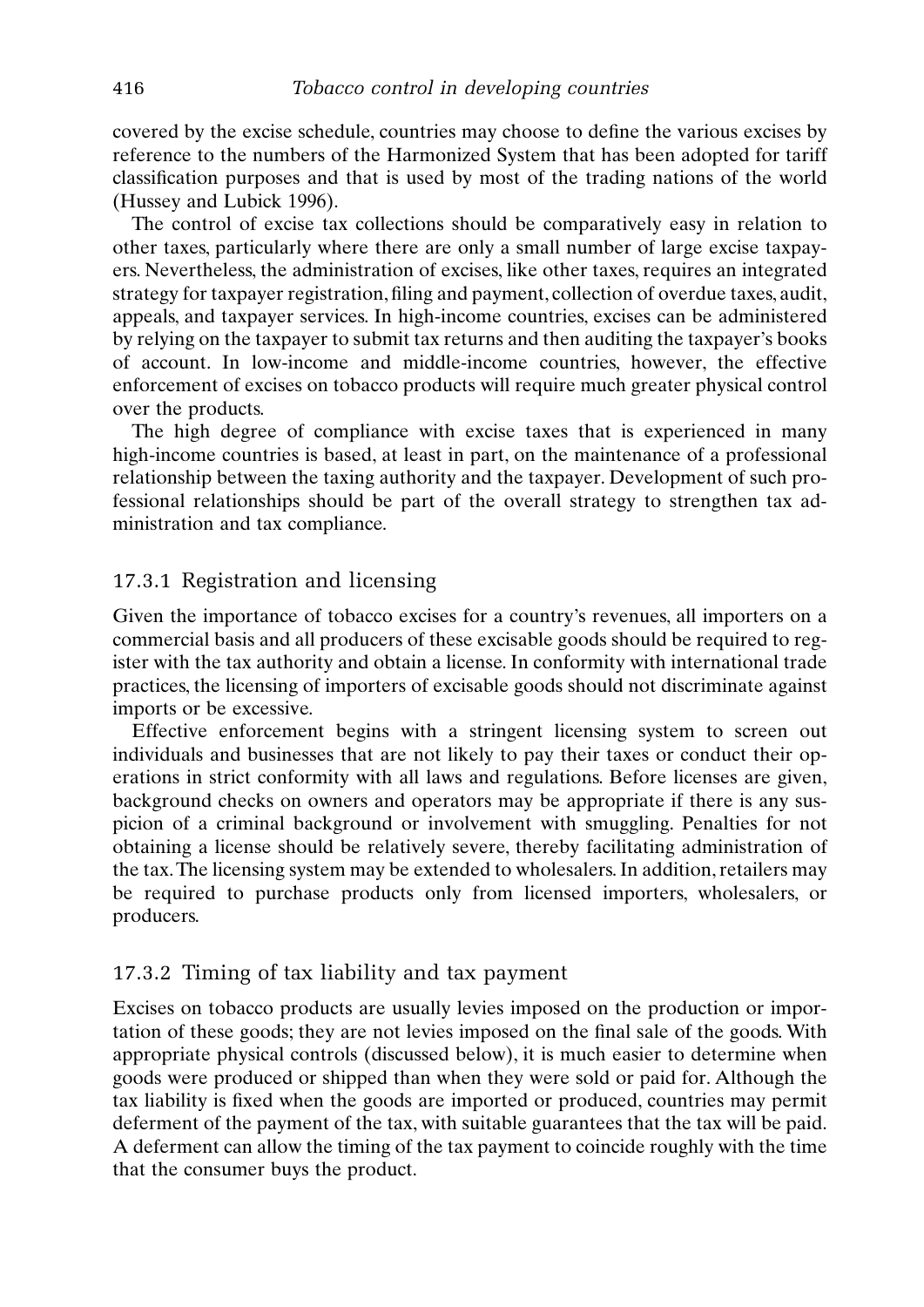covered by the excise schedule, countries may choose to define the various excises by reference to the numbers of the Harmonized System that has been adopted for tariff classification purposes and that is used by most of the trading nations of the world (Hussey and Lubick 1996).

The control of excise tax collections should be comparatively easy in relation to other taxes, particularly where there are only a small number of large excise taxpayers. Nevertheless, the administration of excises, like other taxes, requires an integrated strategy for taxpayer registration, filing and payment, collection of overdue taxes, audit, appeals, and taxpayer services. In high-income countries, excises can be administered by relying on the taxpayer to submit tax returns and then auditing the taxpayer's books of account. In low-income and middle-income countries, however, the effective enforcement of excises on tobacco products will require much greater physical control over the products.

The high degree of compliance with excise taxes that is experienced in many high-income countries is based, at least in part, on the maintenance of a professional relationship between the taxing authority and the taxpayer. Development of such professional relationships should be part of the overall strategy to strengthen tax administration and tax compliance.

### 17.3.1 Registration and licensing

Given the importance of tobacco excises for a country's revenues, all importers on a commercial basis and all producers of these excisable goods should be required to register with the tax authority and obtain a license. In conformity with international trade practices, the licensing of importers of excisable goods should not discriminate against imports or be excessive.

Effective enforcement begins with a stringent licensing system to screen out individuals and businesses that are not likely to pay their taxes or conduct their operations in strict conformity with all laws and regulations. Before licenses are given, background checks on owners and operators may be appropriate if there is any suspicion of a criminal background or involvement with smuggling. Penalties for not obtaining a license should be relatively severe, thereby facilitating administration of the tax. The licensing system may be extended to wholesalers. In addition, retailers may be required to purchase products only from licensed importers, wholesalers, or producers.

### 17.3.2 Timing of tax liability and tax payment

Excises on tobacco products are usually levies imposed on the production or importation of these goods; they are not levies imposed on the final sale of the goods. With appropriate physical controls (discussed below), it is much easier to determine when goods were produced or shipped than when they were sold or paid for. Although the tax liability is fixed when the goods are imported or produced, countries may permit deferment of the payment of the tax, with suitable guarantees that the tax will be paid. A deferment can allow the timing of the tax payment to coincide roughly with the time that the consumer buys the product.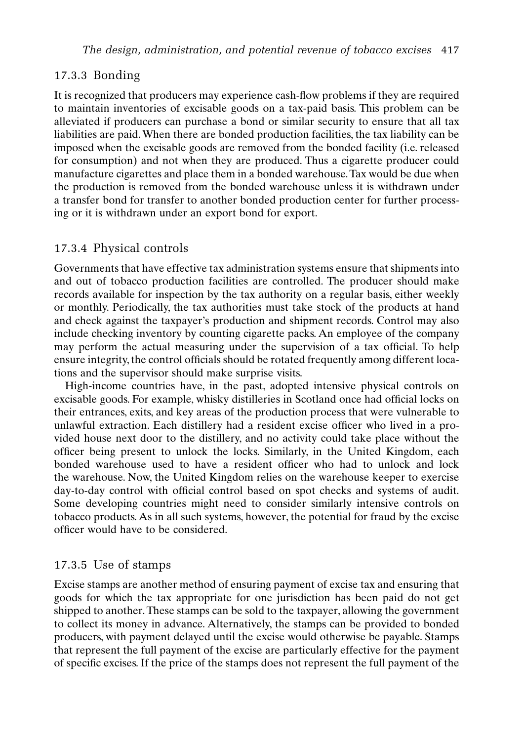### 17.3.3 Bonding

It is recognized that producers may experience cash-flow problems if they are required to maintain inventories of excisable goods on a tax-paid basis. This problem can be alleviated if producers can purchase a bond or similar security to ensure that all tax liabilities are paid. When there are bonded production facilities, the tax liability can be imposed when the excisable goods are removed from the bonded facility (i.e. released for consumption) and not when they are produced. Thus a cigarette producer could manufacture cigarettes and place them in a bonded warehouse. Tax would be due when the production is removed from the bonded warehouse unless it is withdrawn under a transfer bond for transfer to another bonded production center for further processing or it is withdrawn under an export bond for export.

### 17.3.4 Physical controls

Governments that have effective tax administration systems ensure that shipments into and out of tobacco production facilities are controlled. The producer should make records available for inspection by the tax authority on a regular basis, either weekly or monthly. Periodically, the tax authorities must take stock of the products at hand and check against the taxpayer's production and shipment records. Control may also include checking inventory by counting cigarette packs. An employee of the company may perform the actual measuring under the supervision of a tax official. To help ensure integrity, the control officials should be rotated frequently among different locations and the supervisor should make surprise visits.

High-income countries have, in the past, adopted intensive physical controls on excisable goods. For example, whisky distilleries in Scotland once had official locks on their entrances, exits, and key areas of the production process that were vulnerable to unlawful extraction. Each distillery had a resident excise officer who lived in a provided house next door to the distillery, and no activity could take place without the officer being present to unlock the locks. Similarly, in the United Kingdom, each bonded warehouse used to have a resident officer who had to unlock and lock the warehouse. Now, the United Kingdom relies on the warehouse keeper to exercise day-to-day control with official control based on spot checks and systems of audit. Some developing countries might need to consider similarly intensive controls on tobacco products. As in all such systems, however, the potential for fraud by the excise officer would have to be considered.

### 17.3.5 Use of stamps

Excise stamps are another method of ensuring payment of excise tax and ensuring that goods for which the tax appropriate for one jurisdiction has been paid do not get shipped to another. These stamps can be sold to the taxpayer, allowing the government to collect its money in advance. Alternatively, the stamps can be provided to bonded producers, with payment delayed until the excise would otherwise be payable. Stamps that represent the full payment of the excise are particularly effective for the payment of specific excises. If the price of the stamps does not represent the full payment of the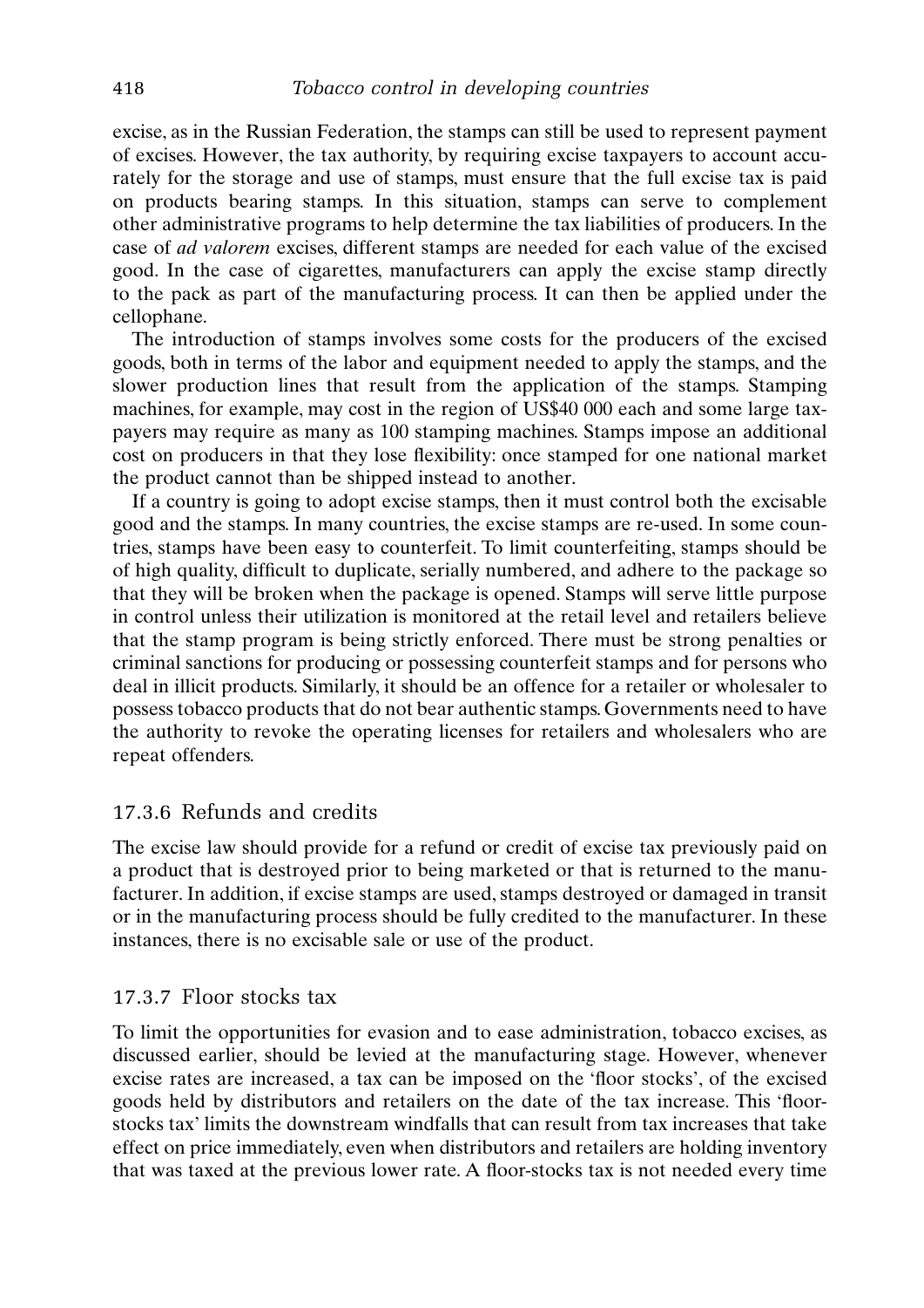excise, as in the Russian Federation, the stamps can still be used to represent payment of excises. However, the tax authority, by requiring excise taxpayers to account accurately for the storage and use of stamps, must ensure that the full excise tax is paid on products bearing stamps. In this situation, stamps can serve to complement other administrative programs to help determine the tax liabilities of producers. In the case of *ad valorem* excises, different stamps are needed for each value of the excised good. In the case of cigarettes, manufacturers can apply the excise stamp directly to the pack as part of the manufacturing process. It can then be applied under the cellophane.

The introduction of stamps involves some costs for the producers of the excised goods, both in terms of the labor and equipment needed to apply the stamps, and the slower production lines that result from the application of the stamps. Stamping machines, for example, may cost in the region of US$40 000 each and some large taxpayers may require as many as 100 stamping machines. Stamps impose an additional cost on producers in that they lose flexibility: once stamped for one national market the product cannot than be shipped instead to another.

If a country is going to adopt excise stamps, then it must control both the excisable good and the stamps. In many countries, the excise stamps are re-used. In some countries, stamps have been easy to counterfeit. To limit counterfeiting, stamps should be of high quality, difficult to duplicate, serially numbered, and adhere to the package so that they will be broken when the package is opened. Stamps will serve little purpose in control unless their utilization is monitored at the retail level and retailers believe that the stamp program is being strictly enforced. There must be strong penalties or criminal sanctions for producing or possessing counterfeit stamps and for persons who deal in illicit products. Similarly, it should be an offence for a retailer or wholesaler to possess tobacco products that do not bear authentic stamps. Governments need to have the authority to revoke the operating licenses for retailers and wholesalers who are repeat offenders.

### 17.3.6 Refunds and credits

The excise law should provide for a refund or credit of excise tax previously paid on a product that is destroyed prior to being marketed or that is returned to the manufacturer. In addition, if excise stamps are used, stamps destroyed or damaged in transit or in the manufacturing process should be fully credited to the manufacturer. In these instances, there is no excisable sale or use of the product.

### 17.3.7 Floor stocks tax

To limit the opportunities for evasion and to ease administration, tobacco excises, as discussed earlier, should be levied at the manufacturing stage. However, whenever excise rates are increased, a tax can be imposed on the 'floor stocks', of the excised goods held by distributors and retailers on the date of the tax increase. This 'floor-stocks tax' limits the downstream windfalls that can result from tax increases that take effect on price immediately, even when distributors and retailers are holding inventory that was taxed at the previous lower rate. A floor-stocks tax is not needed every time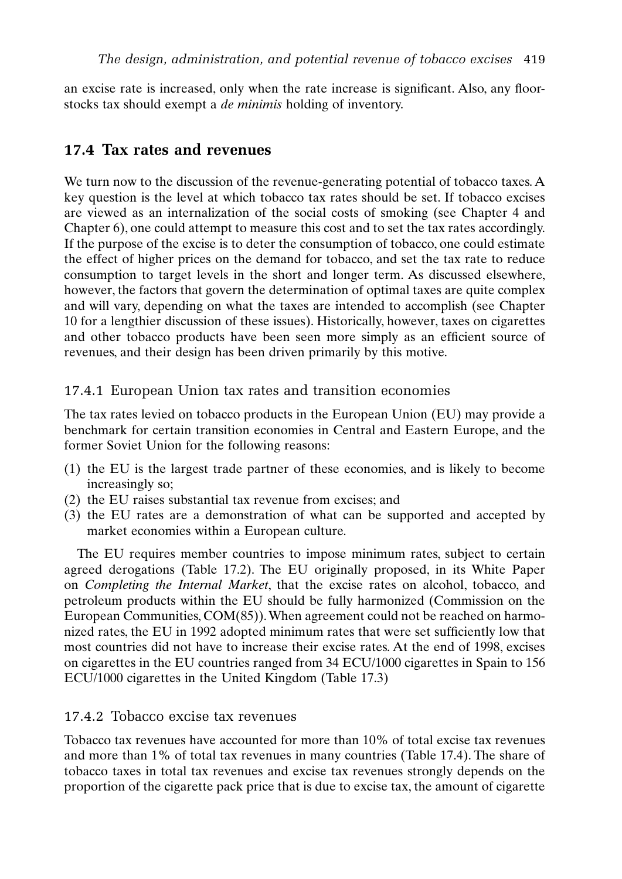an excise rate is increased, only when the rate increase is significant. Also, any floor-stocks tax should exempt a *de minimis* holding of inventory.

## 17.4 Tax rates and revenues

We turn now to the discussion of the revenue-generating potential of tobacco taxes. A key question is the level at which tobacco tax rates should be set. If tobacco excises are viewed as an internalization of the social costs of smoking (see Chapter 4 and Chapter 6), one could attempt to measure this cost and to set the tax rates accordingly. If the purpose of the excise is to deter the consumption of tobacco, one could estimate the effect of higher prices on the demand for tobacco, and set the tax rate to reduce consumption to target levels in the short and longer term. As discussed elsewhere, however, the factors that govern the determination of optimal taxes are quite complex and will vary, depending on what the taxes are intended to accomplish (see Chapter 10 for a lengthier discussion of these issues). Historically, however, taxes on cigarettes and other tobacco products have been seen more simply as an efficient source of revenues, and their design has been driven primarily by this motive.

### 17.4.1 European Union tax rates and transition economies

The tax rates levied on tobacco products in the European Union (EU) may provide a benchmark for certain transition economies in Central and Eastern Europe, and the former Soviet Union for the following reasons:

(1) the EU is the largest trade partner of these economies, and is likely to become increasingly so;
(2) the EU raises substantial tax revenue from excises; and
(3) the EU rates are a demonstration of what can be supported and accepted by market economies within a European culture.

The EU requires member countries to impose minimum rates, subject to certain agreed derogations (Table 17.2). The EU originally proposed, in its White Paper on *Completing the Internal Market*, that the excise rates on alcohol, tobacco, and petroleum products within the EU should be fully harmonized (Commission on the European Communities, COM(85)). When agreement could not be reached on harmonized rates, the EU in 1992 adopted minimum rates that were set sufficiently low that most countries did not have to increase their excise rates. At the end of 1998, excises on cigarettes in the EU countries ranged from 34 ECU/1000 cigarettes in Spain to 156 ECU/1000 cigarettes in the United Kingdom (Table 17.3)

### 17.4.2 Tobacco excise tax revenues

Tobacco tax revenues have accounted for more than 10% of total excise tax revenues and more than 1% of total tax revenues in many countries (Table 17.4). The share of tobacco taxes in total tax revenues and excise tax revenues strongly depends on the proportion of the cigarette pack price that is due to excise tax, the amount of cigarette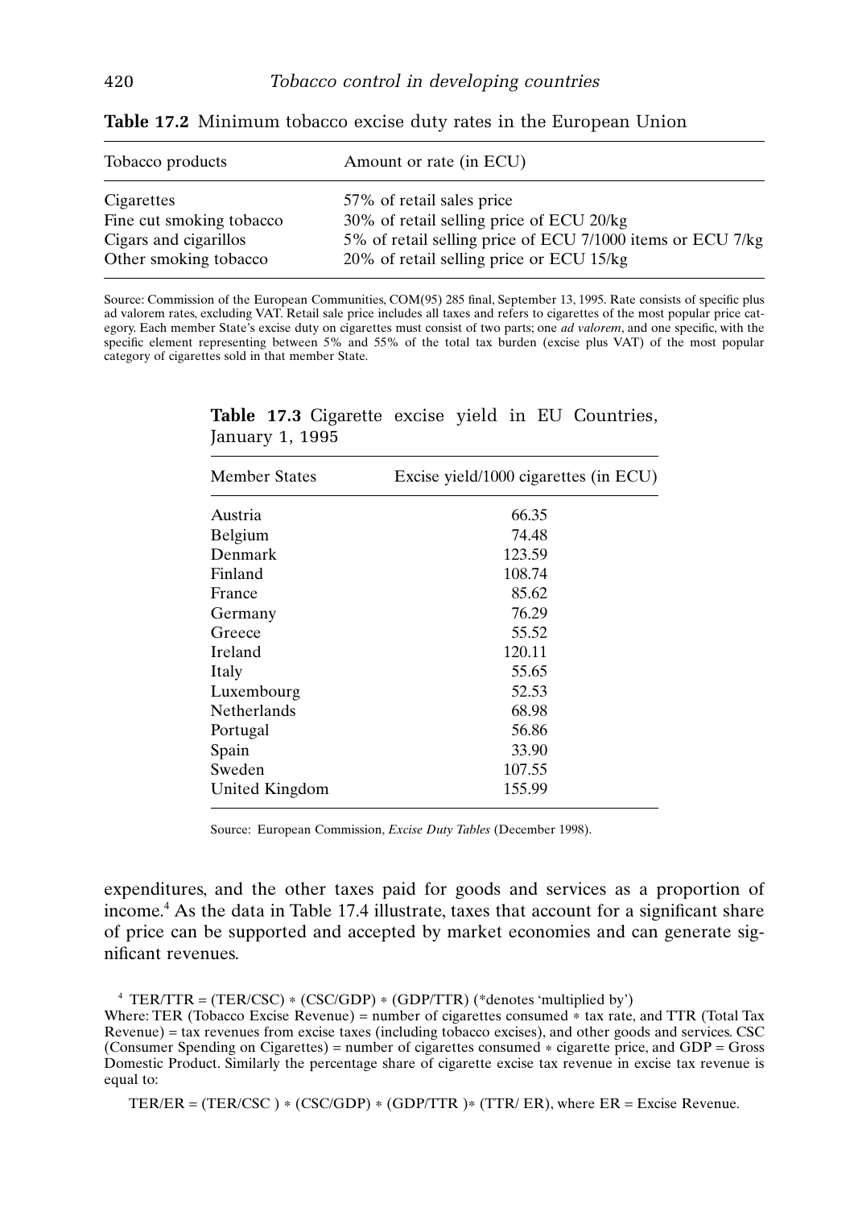**Table 17.2** Minimum tobacco excise duty rates in the European Union

| Tobacco products | Amount or rate (in ECU) |
|---|---|
| Cigarettes | 57% of retail sales price |
| Fine cut smoking tobacco | 30% of retail selling price of ECU 20/kg |
| Cigars and cigarillos | 5% of retail selling price of ECU 7/1000 items or ECU 7/kg |
| Other smoking tobacco | 20% of retail selling price or ECU 15/kg |

Source: Commission of the European Communities, COM(95) 285 final, September 13, 1995. Rate consists of specific plus ad valorem rates, excluding VAT. Retail sale price includes all taxes and refers to cigarettes of the most popular price category. Each member State's excise duty on cigarettes must consist of two parts; one *ad valorem*, and one specific, with the specific element representing between 5% and 55% of the total tax burden (excise plus VAT) of the most popular category of cigarettes sold in that member State.

**Table 17.3** Cigarette excise yield in EU Countries, January 1, 1995

| Member States | Excise yield/1000 cigarettes (in ECU) |
|---|---|
| Austria | 66.35 |
| Belgium | 74.48 |
| Denmark | 123.59 |
| Finland | 108.74 |
| France | 85.62 |
| Germany | 76.29 |
| Greece | 55.52 |
| Ireland | 120.11 |
| Italy | 55.65 |
| Luxembourg | 52.53 |
| Netherlands | 68.98 |
| Portugal | 56.86 |
| Spain | 33.90 |
| Sweden | 107.55 |
| United Kingdom | 155.99 |

Source: European Commission, *Excise Duty Tables* (December 1998).

expenditures, and the other taxes paid for goods and services as a proportion of income.[4] As the data in Table 17.4 illustrate, taxes that account for a significant share of price can be supported and accepted by market economies and can generate significant revenues.

[4] TER/TTR = (TER/CSC) * (CSC/GDP) * (GDP/TTR) (*denotes 'multiplied by')
Where: TER (Tobacco Excise Revenue) = number of cigarettes consumed * tax rate, and TTR (Total Tax Revenue) = tax revenues from excise taxes (including tobacco excises), and other goods and services. CSC (Consumer Spending on Cigarettes) = number of cigarettes consumed * cigarette price, and GDP = Gross Domestic Product. Similarly the percentage share of cigarette excise tax revenue in excise tax revenue is equal to:

TER/ER = (TER/CSC ) * (CSC/GDP) * (GDP/TTR )* (TTR/ ER), where ER = Excise Revenue.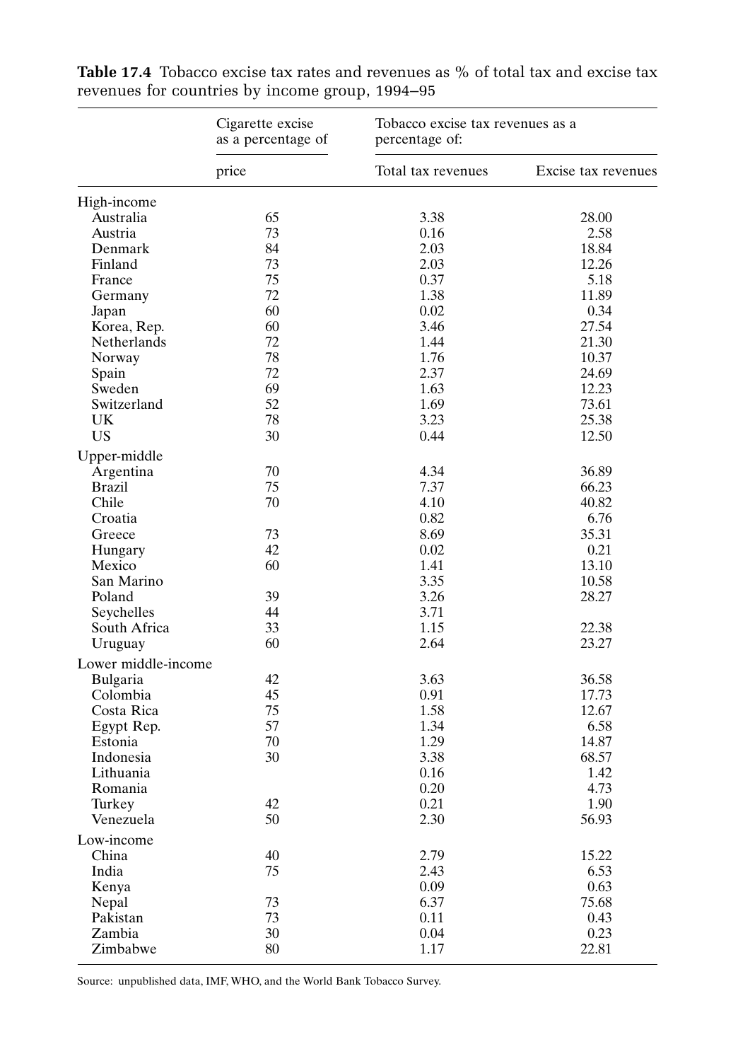**Table 17.4** Tobacco excise tax rates and revenues as % of total tax and excise tax revenues for countries by income group, 1994–95

| | Cigarette excise as a percentage of | Tobacco excise tax revenues as a percentage of: | |
|---|---|---|---|
| | price | Total tax revenues | Excise tax revenues |
| High-income | | | |
| Australia | 65 | 3.38 | 28.00 |
| Austria | 73 | 0.16 | 2.58 |
| Denmark | 84 | 2.03 | 18.84 |
| Finland | 73 | 2.03 | 12.26 |
| France | 75 | 0.37 | 5.18 |
| Germany | 72 | 1.38 | 11.89 |
| Japan | 60 | 0.02 | 0.34 |
| Korea, Rep. | 60 | 3.46 | 27.54 |
| Netherlands | 72 | 1.44 | 21.30 |
| Norway | 78 | 1.76 | 10.37 |
| Spain | 72 | 2.37 | 24.69 |
| Sweden | 69 | 1.63 | 12.23 |
| Switzerland | 52 | 1.69 | 73.61 |
| UK | 78 | 3.23 | 25.38 |
| US | 30 | 0.44 | 12.50 |
| Upper-middle | | | |
| Argentina | 70 | 4.34 | 36.89 |
| Brazil | 75 | 7.37 | 66.23 |
| Chile | 70 | 4.10 | 40.82 |
| Croatia | | 0.82 | 6.76 |
| Greece | 73 | 8.69 | 35.31 |
| Hungary | 42 | 0.02 | 0.21 |
| Mexico | 60 | 1.41 | 13.10 |
| San Marino | | 3.35 | 10.58 |
| Poland | 39 | 3.26 | 28.27 |
| Seychelles | 44 | 3.71 | |
| South Africa | 33 | 1.15 | 22.38 |
| Uruguay | 60 | 2.64 | 23.27 |
| Lower middle-income | | | |
| Bulgaria | 42 | 3.63 | 36.58 |
| Colombia | 45 | 0.91 | 17.73 |
| Costa Rica | 75 | 1.58 | 12.67 |
| Egypt Rep. | 57 | 1.34 | 6.58 |
| Estonia | 70 | 1.29 | 14.87 |
| Indonesia | 30 | 3.38 | 68.57 |
| Lithuania | | 0.16 | 1.42 |
| Romania | | 0.20 | 4.73 |
| Turkey | 42 | 0.21 | 1.90 |
| Venezuela | 50 | 2.30 | 56.93 |
| Low-income | | | |
| China | 40 | 2.79 | 15.22 |
| India | 75 | 2.43 | 6.53 |
| Kenya | | 0.09 | 0.63 |
| Nepal | 73 | 6.37 | 75.68 |
| Pakistan | 73 | 0.11 | 0.43 |
| Zambia | 30 | 0.04 | 0.23 |
| Zimbabwe | 80 | 1.17 | 22.81 |

Source: unpublished data, IMF, WHO, and the World Bank Tobacco Survey.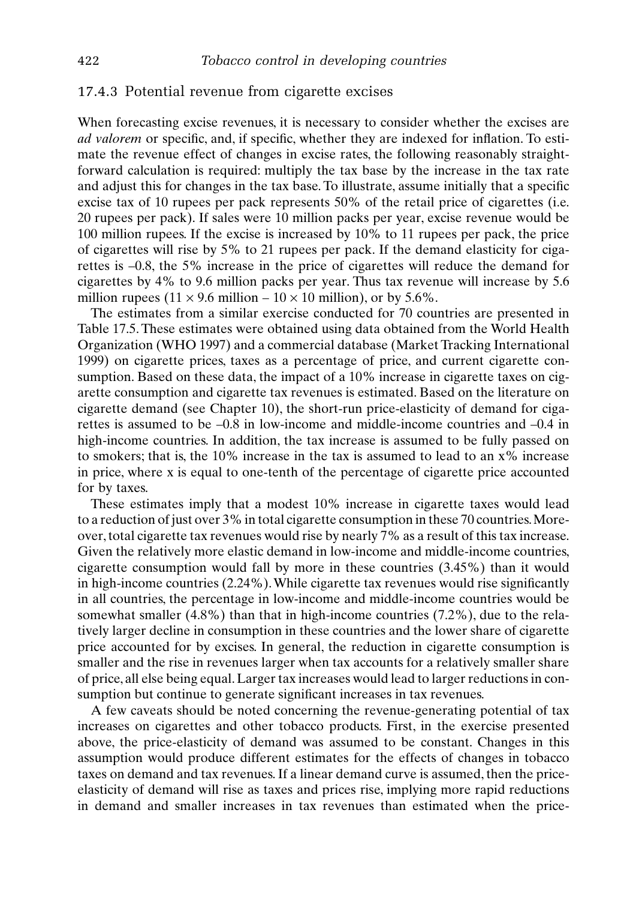### 17.4.3 Potential revenue from cigarette excises

When forecasting excise revenues, it is necessary to consider whether the excises are *ad valorem* or specific, and, if specific, whether they are indexed for inflation. To estimate the revenue effect of changes in excise rates, the following reasonably straightforward calculation is required: multiply the tax base by the increase in the tax rate and adjust this for changes in the tax base. To illustrate, assume initially that a specific excise tax of 10 rupees per pack represents 50% of the retail price of cigarettes (i.e. 20 rupees per pack). If sales were 10 million packs per year, excise revenue would be 100 million rupees. If the excise is increased by 10% to 11 rupees per pack, the price of cigarettes will rise by 5% to 21 rupees per pack. If the demand elasticity for cigarettes is –0.8, the 5% increase in the price of cigarettes will reduce the demand for cigarettes by 4% to 9.6 million packs per year. Thus tax revenue will increase by 5.6 million rupees ($11 \times 9.6$ million – $10 \times 10$ million), or by 5.6%.

The estimates from a similar exercise conducted for 70 countries are presented in Table 17.5. These estimates were obtained using data obtained from the World Health Organization (WHO 1997) and a commercial database (Market Tracking International 1999) on cigarette prices, taxes as a percentage of price, and current cigarette consumption. Based on these data, the impact of a 10% increase in cigarette taxes on cigarette consumption and cigarette tax revenues is estimated. Based on the literature on cigarette demand (see Chapter 10), the short-run price-elasticity of demand for cigarettes is assumed to be –0.8 in low-income and middle-income countries and –0.4 in high-income countries. In addition, the tax increase is assumed to be fully passed on to smokers; that is, the 10% increase in the tax is assumed to lead to an x% increase in price, where x is equal to one-tenth of the percentage of cigarette price accounted for by taxes.

These estimates imply that a modest 10% increase in cigarette taxes would lead to a reduction of just over 3% in total cigarette consumption in these 70 countries. Moreover, total cigarette tax revenues would rise by nearly 7% as a result of this tax increase. Given the relatively more elastic demand in low-income and middle-income countries, cigarette consumption would fall by more in these countries (3.45%) than it would in high-income countries (2.24%). While cigarette tax revenues would rise significantly in all countries, the percentage in low-income and middle-income countries would be somewhat smaller (4.8%) than that in high-income countries (7.2%), due to the relatively larger decline in consumption in these countries and the lower share of cigarette price accounted for by excises. In general, the reduction in cigarette consumption is smaller and the rise in revenues larger when tax accounts for a relatively smaller share of price, all else being equal. Larger tax increases would lead to larger reductions in consumption but continue to generate significant increases in tax revenues.

A few caveats should be noted concerning the revenue-generating potential of tax increases on cigarettes and other tobacco products. First, in the exercise presented above, the price-elasticity of demand was assumed to be constant. Changes in this assumption would produce different estimates for the effects of changes in tobacco taxes on demand and tax revenues. If a linear demand curve is assumed, then the price-elasticity of demand will rise as taxes and prices rise, implying more rapid reductions in demand and smaller increases in tax revenues than estimated when the price-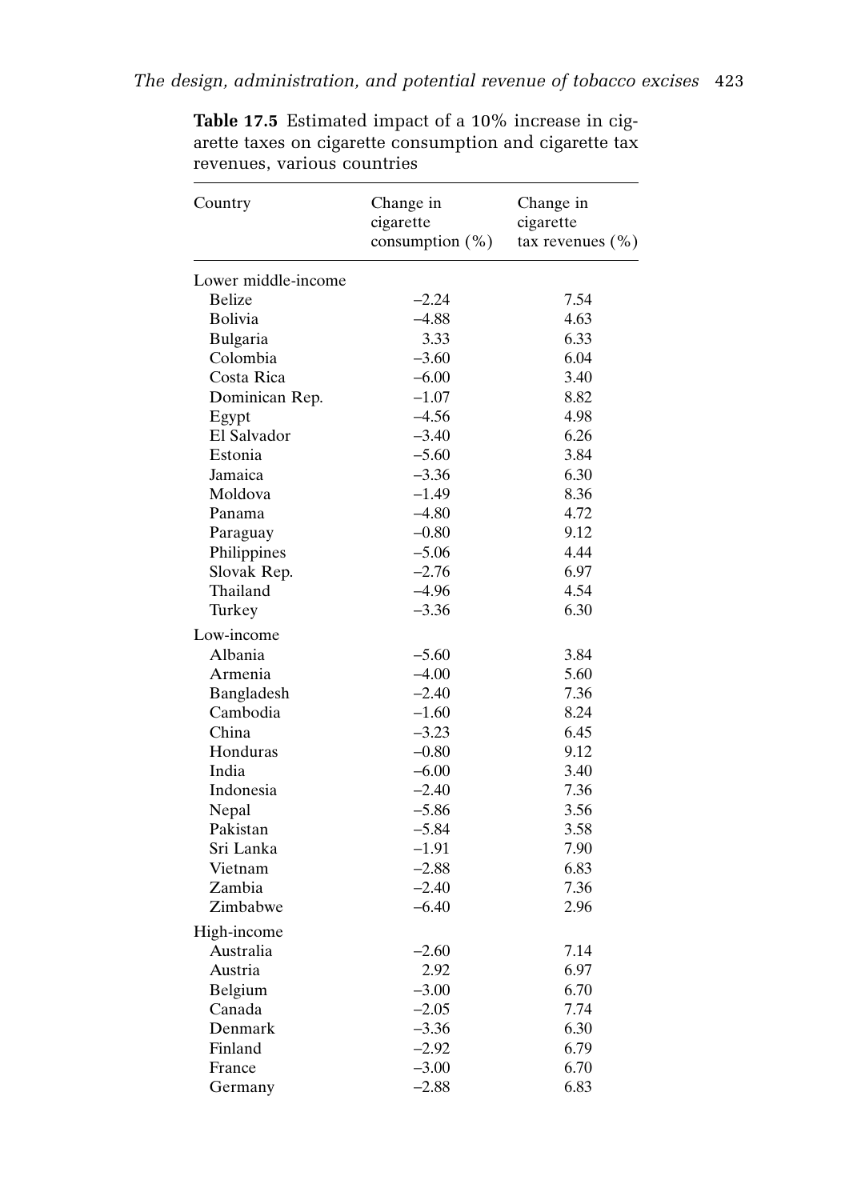**Table 17.5** Estimated impact of a 10% increase in cigarette taxes on cigarette consumption and cigarette tax revenues, various countries

| Country | Change in cigarette consumption (%) | Change in cigarette tax revenues (%) |
|---|---|---|
| Lower middle-income | | |
| Belize | –2.24 | 7.54 |
| Bolivia | –4.88 | 4.63 |
| Bulgaria | 3.33 | 6.33 |
| Colombia | –3.60 | 6.04 |
| Costa Rica | –6.00 | 3.40 |
| Dominican Rep. | –1.07 | 8.82 |
| Egypt | –4.56 | 4.98 |
| El Salvador | –3.40 | 6.26 |
| Estonia | –5.60 | 3.84 |
| Jamaica | –3.36 | 6.30 |
| Moldova | –1.49 | 8.36 |
| Panama | –4.80 | 4.72 |
| Paraguay | –0.80 | 9.12 |
| Philippines | –5.06 | 4.44 |
| Slovak Rep. | –2.76 | 6.97 |
| Thailand | –4.96 | 4.54 |
| Turkey | –3.36 | 6.30 |
| Low-income | | |
| Albania | –5.60 | 3.84 |
| Armenia | –4.00 | 5.60 |
| Bangladesh | –2.40 | 7.36 |
| Cambodia | –1.60 | 8.24 |
| China | –3.23 | 6.45 |
| Honduras | –0.80 | 9.12 |
| India | –6.00 | 3.40 |
| Indonesia | –2.40 | 7.36 |
| Nepal | –5.86 | 3.56 |
| Pakistan | –5.84 | 3.58 |
| Sri Lanka | –1.91 | 7.90 |
| Vietnam | –2.88 | 6.83 |
| Zambia | –2.40 | 7.36 |
| Zimbabwe | –6.40 | 2.96 |
| High-income | | |
| Australia | –2.60 | 7.14 |
| Austria | 2.92 | 6.97 |
| Belgium | –3.00 | 6.70 |
| Canada | –2.05 | 7.74 |
| Denmark | –3.36 | 6.30 |
| Finland | –2.92 | 6.79 |
| France | –3.00 | 6.70 |
| Germany | –2.88 | 6.83 |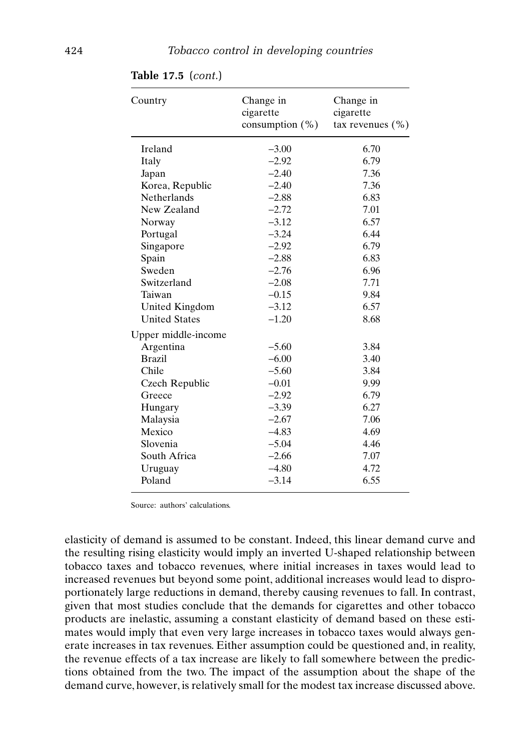**Table 17.5** (*cont.*)

| Country | Change in cigarette consumption (%) | Change in cigarette tax revenues (%) |
|---|---|---|
| Ireland | –3.00 | 6.70 |
| Italy | –2.92 | 6.79 |
| Japan | –2.40 | 7.36 |
| Korea, Republic | –2.40 | 7.36 |
| Netherlands | –2.88 | 6.83 |
| New Zealand | –2.72 | 7.01 |
| Norway | –3.12 | 6.57 |
| Portugal | –3.24 | 6.44 |
| Singapore | –2.92 | 6.79 |
| Spain | –2.88 | 6.83 |
| Sweden | –2.76 | 6.96 |
| Switzerland | –2.08 | 7.71 |
| Taiwan | –0.15 | 9.84 |
| United Kingdom | –3.12 | 6.57 |
| United States | –1.20 | 8.68 |
| Upper middle-income | | |
| Argentina | –5.60 | 3.84 |
| Brazil | –6.00 | 3.40 |
| Chile | –5.60 | 3.84 |
| Czech Republic | –0.01 | 9.99 |
| Greece | –2.92 | 6.79 |
| Hungary | –3.39 | 6.27 |
| Malaysia | –2.67 | 7.06 |
| Mexico | –4.83 | 4.69 |
| Slovenia | –5.04 | 4.46 |
| South Africa | –2.66 | 7.07 |
| Uruguay | –4.80 | 4.72 |
| Poland | –3.14 | 6.55 |

Source: authors' calculations.

elasticity of demand is assumed to be constant. Indeed, this linear demand curve and the resulting rising elasticity would imply an inverted U-shaped relationship between tobacco taxes and tobacco revenues, where initial increases in taxes would lead to increased revenues but beyond some point, additional increases would lead to disproportionately large reductions in demand, thereby causing revenues to fall. In contrast, given that most studies conclude that the demands for cigarettes and other tobacco products are inelastic, assuming a constant elasticity of demand based on these estimates would imply that even very large increases in tobacco taxes would always generate increases in tax revenues. Either assumption could be questioned and, in reality, the revenue effects of a tax increase are likely to fall somewhere between the predictions obtained from the two. The impact of the assumption about the shape of the demand curve, however, is relatively small for the modest tax increase discussed above.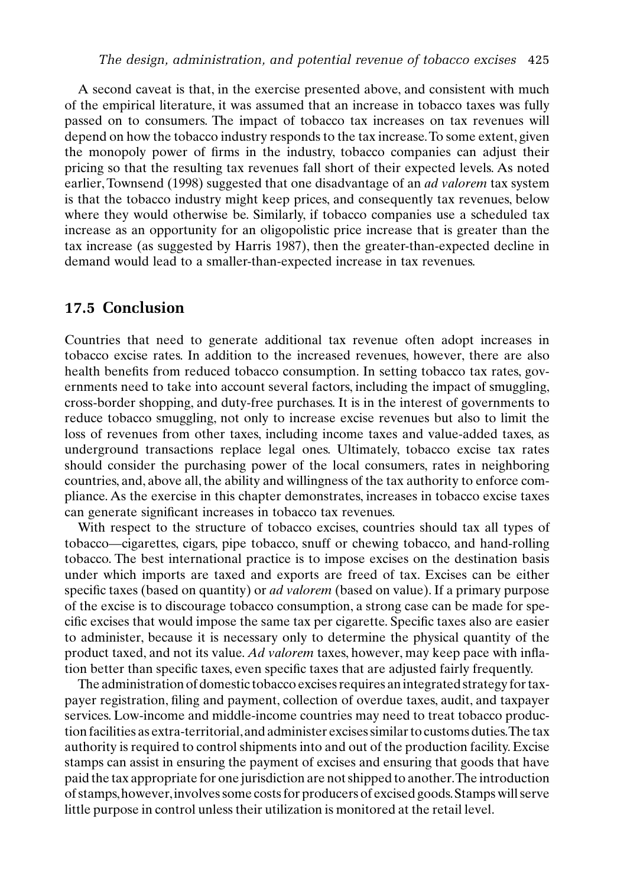A second caveat is that, in the exercise presented above, and consistent with much of the empirical literature, it was assumed that an increase in tobacco taxes was fully passed on to consumers. The impact of tobacco tax increases on tax revenues will depend on how the tobacco industry responds to the tax increase. To some extent, given the monopoly power of firms in the industry, tobacco companies can adjust their pricing so that the resulting tax revenues fall short of their expected levels. As noted earlier, Townsend (1998) suggested that one disadvantage of an *ad valorem* tax system is that the tobacco industry might keep prices, and consequently tax revenues, below where they would otherwise be. Similarly, if tobacco companies use a scheduled tax increase as an opportunity for an oligopolistic price increase that is greater than the tax increase (as suggested by Harris 1987), then the greater-than-expected decline in demand would lead to a smaller-than-expected increase in tax revenues.

## 17.5 Conclusion

Countries that need to generate additional tax revenue often adopt increases in tobacco excise rates. In addition to the increased revenues, however, there are also health benefits from reduced tobacco consumption. In setting tobacco tax rates, governments need to take into account several factors, including the impact of smuggling, cross-border shopping, and duty-free purchases. It is in the interest of governments to reduce tobacco smuggling, not only to increase excise revenues but also to limit the loss of revenues from other taxes, including income taxes and value-added taxes, as underground transactions replace legal ones. Ultimately, tobacco excise tax rates should consider the purchasing power of the local consumers, rates in neighboring countries, and, above all, the ability and willingness of the tax authority to enforce compliance. As the exercise in this chapter demonstrates, increases in tobacco excise taxes can generate significant increases in tobacco tax revenues.

With respect to the structure of tobacco excises, countries should tax all types of tobacco—cigarettes, cigars, pipe tobacco, snuff or chewing tobacco, and hand-rolling tobacco. The best international practice is to impose excises on the destination basis under which imports are taxed and exports are freed of tax. Excises can be either specific taxes (based on quantity) or *ad valorem* (based on value). If a primary purpose of the excise is to discourage tobacco consumption, a strong case can be made for specific excises that would impose the same tax per cigarette. Specific taxes also are easier to administer, because it is necessary only to determine the physical quantity of the product taxed, and not its value. *Ad valorem* taxes, however, may keep pace with inflation better than specific taxes, even specific taxes that are adjusted fairly frequently.

The administration of domestic tobacco excises requires an integrated strategy for taxpayer registration, filing and payment, collection of overdue taxes, audit, and taxpayer services. Low-income and middle-income countries may need to treat tobacco production facilities as extra-territorial, and administer excises similar to customs duties. The tax authority is required to control shipments into and out of the production facility. Excise stamps can assist in ensuring the payment of excises and ensuring that goods that have paid the tax appropriate for one jurisdiction are not shipped to another. The introduction of stamps, however, involves some costs for producers of excised goods. Stamps will serve little purpose in control unless their utilization is monitored at the retail level.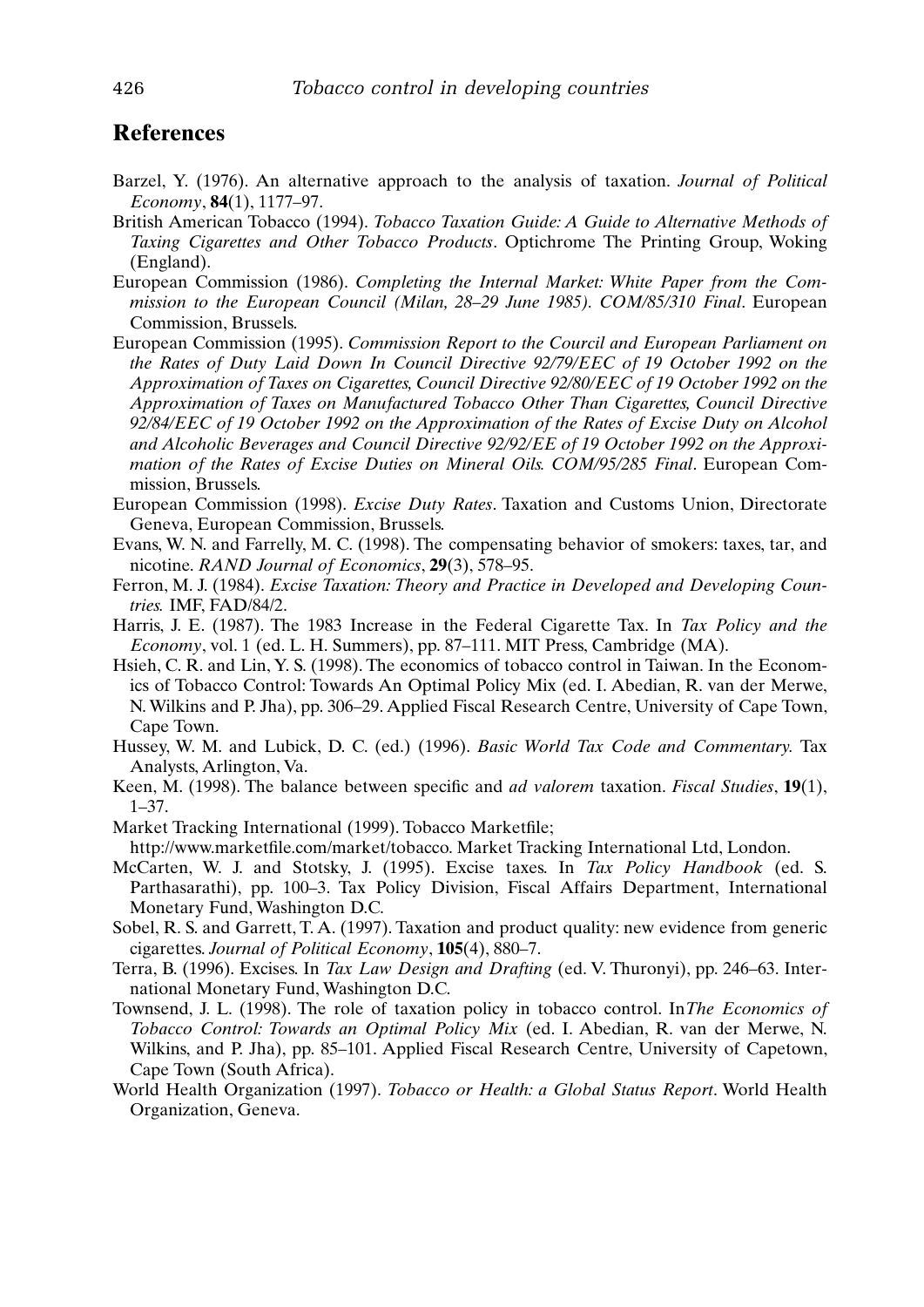## References

Barzel, Y. (1976). An alternative approach to the analysis of taxation. *Journal of Political Economy*, **84**(1), 1177–97.

British American Tobacco (1994). *Tobacco Taxation Guide: A Guide to Alternative Methods of Taxing Cigarettes and Other Tobacco Products*. Optichrome The Printing Group, Woking (England).

European Commission (1986). *Completing the Internal Market: White Paper from the Commission to the European Council (Milan, 28–29 June 1985). COM/85/310 Final*. European Commission, Brussels.

European Commission (1995). *Commission Report to the Courcil and European Parliament on the Rates of Duty Laid Down In Council Directive 92/79/EEC of 19 October 1992 on the Approximation of Taxes on Cigarettes, Council Directive 92/80/EEC of 19 October 1992 on the Approximation of Taxes on Manufactured Tobacco Other Than Cigarettes, Council Directive 92/84/EEC of 19 October 1992 on the Approximation of the Rates of Excise Duty on Alcohol and Alcoholic Beverages and Council Directive 92/92/EE of 19 October 1992 on the Approximation of the Rates of Excise Duties on Mineral Oils. COM/95/285 Final*. European Commission, Brussels.

European Commission (1998). *Excise Duty Rates*. Taxation and Customs Union, Directorate Geneva, European Commission, Brussels.

Evans, W. N. and Farrelly, M. C. (1998). The compensating behavior of smokers: taxes, tar, and nicotine. *RAND Journal of Economics*, **29**(3), 578–95.

Ferron, M. J. (1984). *Excise Taxation: Theory and Practice in Developed and Developing Countries.* IMF, FAD/84/2.

Harris, J. E. (1987). The 1983 Increase in the Federal Cigarette Tax. In *Tax Policy and the Economy*, vol. 1 (ed. L. H. Summers), pp. 87–111. MIT Press, Cambridge (MA).

Hsieh, C. R. and Lin, Y. S. (1998). The economics of tobacco control in Taiwan. In the Economics of Tobacco Control: Towards An Optimal Policy Mix (ed. I. Abedian, R. van der Merwe, N. Wilkins and P. Jha), pp. 306–29. Applied Fiscal Research Centre, University of Cape Town, Cape Town.

Hussey, W. M. and Lubick, D. C. (ed.) (1996). *Basic World Tax Code and Commentary.* Tax Analysts, Arlington, Va.

Keen, M. (1998). The balance between specific and *ad valorem* taxation. *Fiscal Studies*, **19**(1), 1–37.

Market Tracking International (1999). Tobacco Marketfile; http://www.marketfile.com/market/tobacco. Market Tracking International Ltd, London.

McCarten, W. J. and Stotsky, J. (1995). Excise taxes. In *Tax Policy Handbook* (ed. S. Parthasarathi), pp. 100–3. Tax Policy Division, Fiscal Affairs Department, International Monetary Fund, Washington D.C.

Sobel, R. S. and Garrett, T. A. (1997). Taxation and product quality: new evidence from generic cigarettes. *Journal of Political Economy*, **105**(4), 880–7.

Terra, B. (1996). Excises. In *Tax Law Design and Drafting* (ed. V. Thuronyi), pp. 246–63. International Monetary Fund, Washington D.C.

Townsend, J. L. (1998). The role of taxation policy in tobacco control. In*The Economics of Tobacco Control: Towards an Optimal Policy Mix* (ed. I. Abedian, R. van der Merwe, N. Wilkins, and P. Jha), pp. 85–101. Applied Fiscal Research Centre, University of Capetown, Cape Town (South Africa).

World Health Organization (1997). *Tobacco or Health: a Global Status Report*. World Health Organization, Geneva.